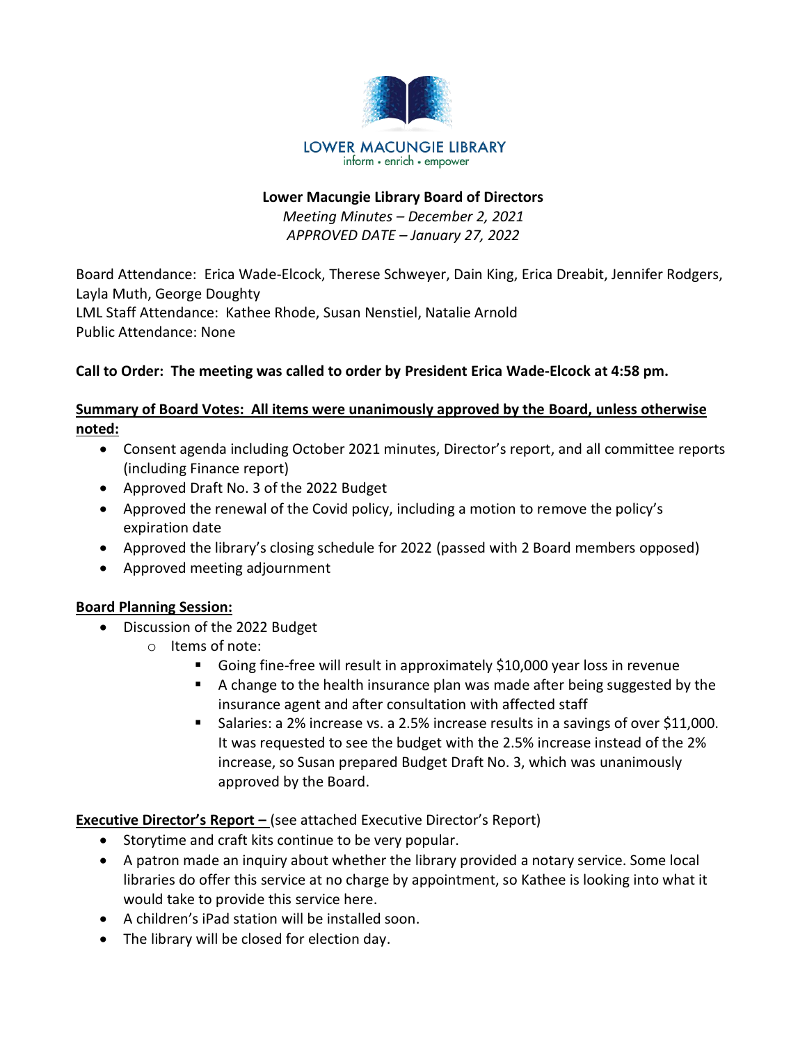LOWER MACUNGIE LIBRARY
inform • enrich • empower

**Lower Macungie Library Board of Directors**

*Meeting Minutes – December 2, 2021*
*APPROVED DATE – January 27, 2022*

Board Attendance: Erica Wade-Elcock, Therese Schweyer, Dain King, Erica Dreabit, Jennifer Rodgers, Layla Muth, George Doughty
LML Staff Attendance: Kathee Rhode, Susan Nenstiel, Natalie Arnold
Public Attendance: None

**Call to Order: The meeting was called to order by President Erica Wade-Elcock at 4:58 pm.**

**Summary of Board Votes: All items were unanimously approved by the Board, unless otherwise noted:**

- Consent agenda including October 2021 minutes, Director's report, and all committee reports (including Finance report)
- Approved Draft No. 3 of the 2022 Budget
- Approved the renewal of the Covid policy, including a motion to remove the policy's expiration date
- Approved the library's closing schedule for 2022 (passed with 2 Board members opposed)
- Approved meeting adjournment

**Board Planning Session:**

- Discussion of the 2022 Budget
  - Items of note:
    - Going fine-free will result in approximately $10,000 year loss in revenue
    - A change to the health insurance plan was made after being suggested by the insurance agent and after consultation with affected staff
    - Salaries: a 2% increase vs. a 2.5% increase results in a savings of over $11,000. It was requested to see the budget with the 2.5% increase instead of the 2% increase, so Susan prepared Budget Draft No. 3, which was unanimously approved by the Board.

**Executive Director's Report –** (see attached Executive Director's Report)

- Storytime and craft kits continue to be very popular.
- A patron made an inquiry about whether the library provided a notary service. Some local libraries do offer this service at no charge by appointment, so Kathee is looking into what it would take to provide this service here.
- A children's iPad station will be installed soon.
- The library will be closed for election day.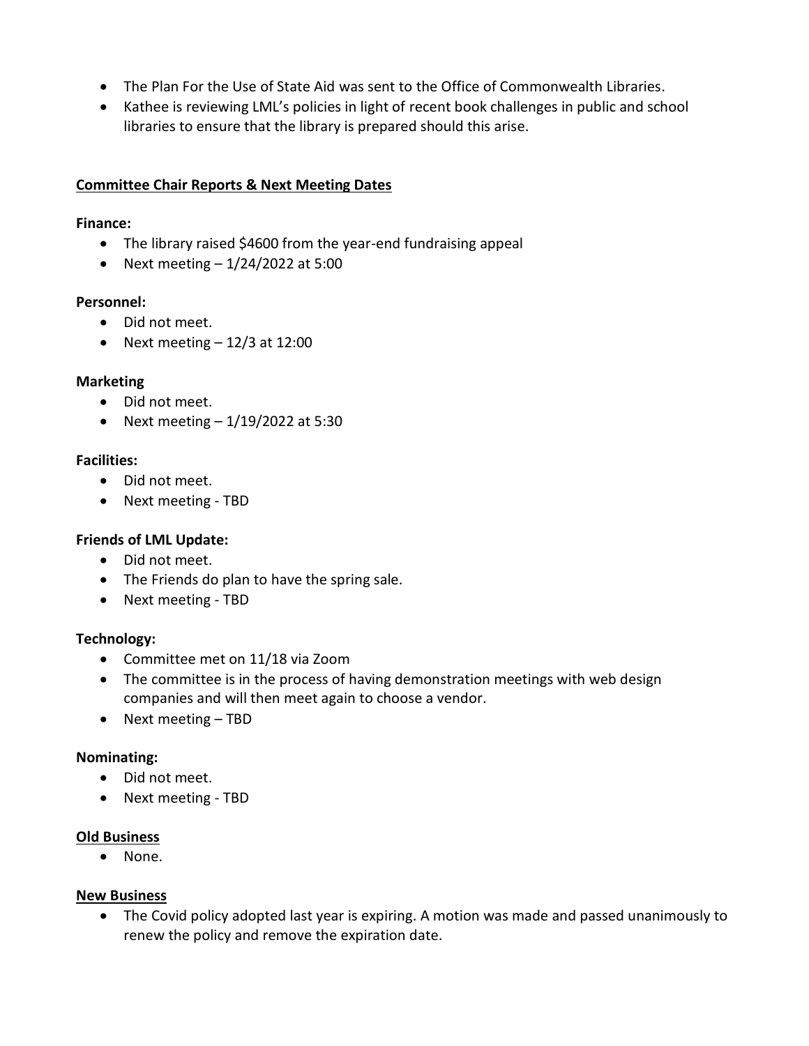- The Plan For the Use of State Aid was sent to the Office of Commonwealth Libraries.
- Kathee is reviewing LML's policies in light of recent book challenges in public and school libraries to ensure that the library is prepared should this arise.

## Committee Chair Reports & Next Meeting Dates

**Finance:**

- The library raised $4600 from the year-end fundraising appeal
- Next meeting – 1/24/2022 at 5:00

**Personnel:**

- Did not meet.
- Next meeting – 12/3 at 12:00

**Marketing**

- Did not meet.
- Next meeting – 1/19/2022 at 5:30

**Facilities:**

- Did not meet.
- Next meeting - TBD

**Friends of LML Update:**

- Did not meet.
- The Friends do plan to have the spring sale.
- Next meeting - TBD

**Technology:**

- Committee met on 11/18 via Zoom
- The committee is in the process of having demonstration meetings with web design companies and will then meet again to choose a vendor.
- Next meeting – TBD

**Nominating:**

- Did not meet.
- Next meeting - TBD

## Old Business

- None.

## New Business

- The Covid policy adopted last year is expiring. A motion was made and passed unanimously to renew the policy and remove the expiration date.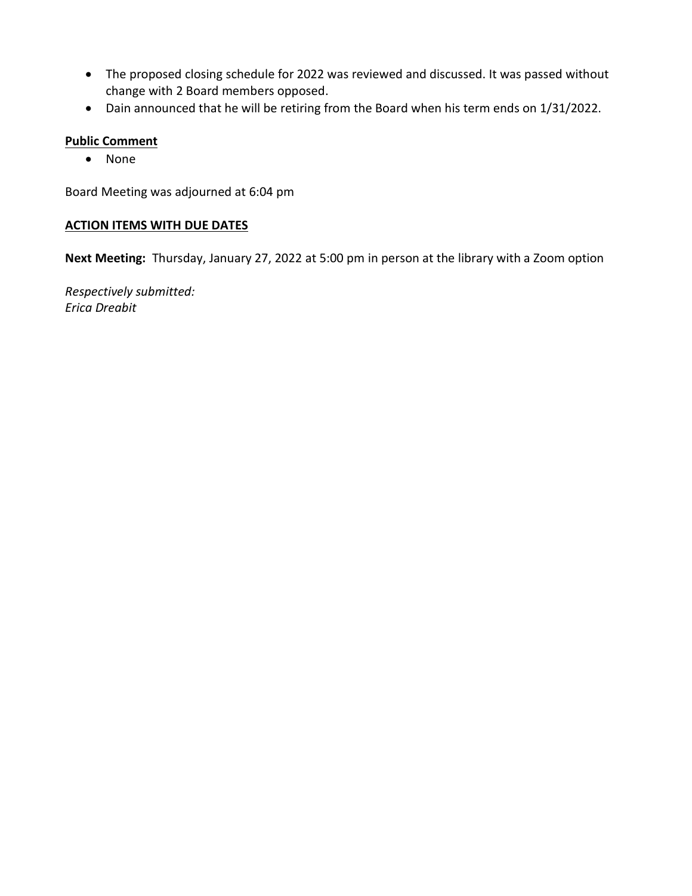- The proposed closing schedule for 2022 was reviewed and discussed. It was passed without change with 2 Board members opposed.
- Dain announced that he will be retiring from the Board when his term ends on 1/31/2022.

**Public Comment**

- None

Board Meeting was adjourned at 6:04 pm

**ACTION ITEMS WITH DUE DATES**

**Next Meeting:** Thursday, January 27, 2022 at 5:00 pm in person at the library with a Zoom option

*Respectively submitted:*
*Erica Dreabit*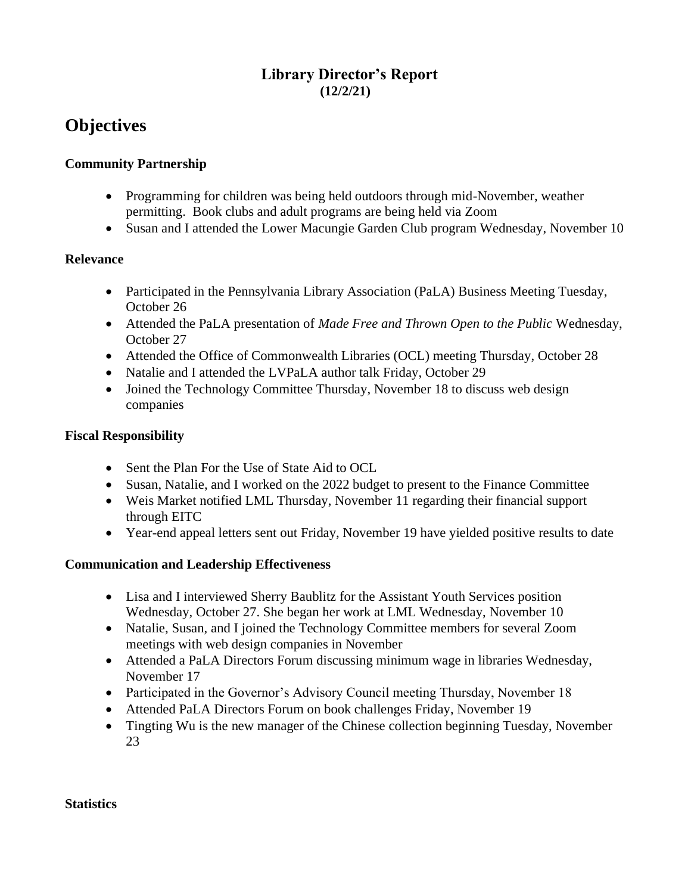# Library Director's Report
**(12/2/21)**

## Objectives

### Community Partnership

- Programming for children was being held outdoors through mid-November, weather permitting. Book clubs and adult programs are being held via Zoom
- Susan and I attended the Lower Macungie Garden Club program Wednesday, November 10

### Relevance

- Participated in the Pennsylvania Library Association (PaLA) Business Meeting Tuesday, October 26
- Attended the PaLA presentation of *Made Free and Thrown Open to the Public* Wednesday, October 27
- Attended the Office of Commonwealth Libraries (OCL) meeting Thursday, October 28
- Natalie and I attended the LVPaLA author talk Friday, October 29
- Joined the Technology Committee Thursday, November 18 to discuss web design companies

### Fiscal Responsibility

- Sent the Plan For the Use of State Aid to OCL
- Susan, Natalie, and I worked on the 2022 budget to present to the Finance Committee
- Weis Market notified LML Thursday, November 11 regarding their financial support through EITC
- Year-end appeal letters sent out Friday, November 19 have yielded positive results to date

### Communication and Leadership Effectiveness

- Lisa and I interviewed Sherry Baublitz for the Assistant Youth Services position Wednesday, October 27. She began her work at LML Wednesday, November 10
- Natalie, Susan, and I joined the Technology Committee members for several Zoom meetings with web design companies in November
- Attended a PaLA Directors Forum discussing minimum wage in libraries Wednesday, November 17
- Participated in the Governor's Advisory Council meeting Thursday, November 18
- Attended PaLA Directors Forum on book challenges Friday, November 19
- Tingting Wu is the new manager of the Chinese collection beginning Tuesday, November 23

### Statistics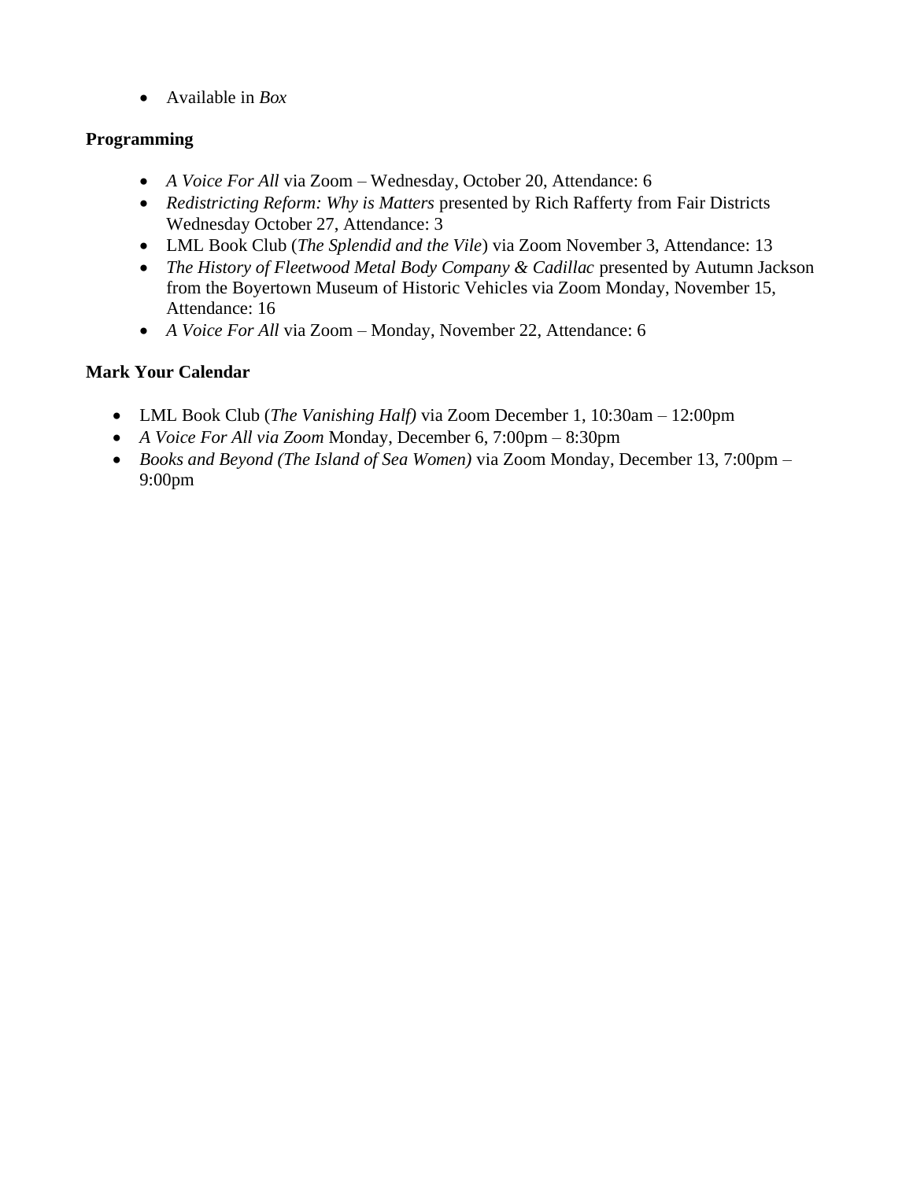- Available in *Box*

**Programming**

- *A Voice For All* via Zoom – Wednesday, October 20, Attendance: 6
- *Redistricting Reform: Why is Matters* presented by Rich Rafferty from Fair Districts Wednesday October 27, Attendance: 3
- LML Book Club (*The Splendid and the Vile*) via Zoom November 3, Attendance: 13
- *The History of Fleetwood Metal Body Company & Cadillac* presented by Autumn Jackson from the Boyertown Museum of Historic Vehicles via Zoom Monday, November 15, Attendance: 16
- *A Voice For All* via Zoom – Monday, November 22, Attendance: 6

**Mark Your Calendar**

- LML Book Club (*The Vanishing Half)* via Zoom December 1, 10:30am – 12:00pm
- *A Voice For All via Zoom* Monday, December 6, 7:00pm – 8:30pm
- *Books and Beyond (The Island of Sea Women)* via Zoom Monday, December 13, 7:00pm – 9:00pm